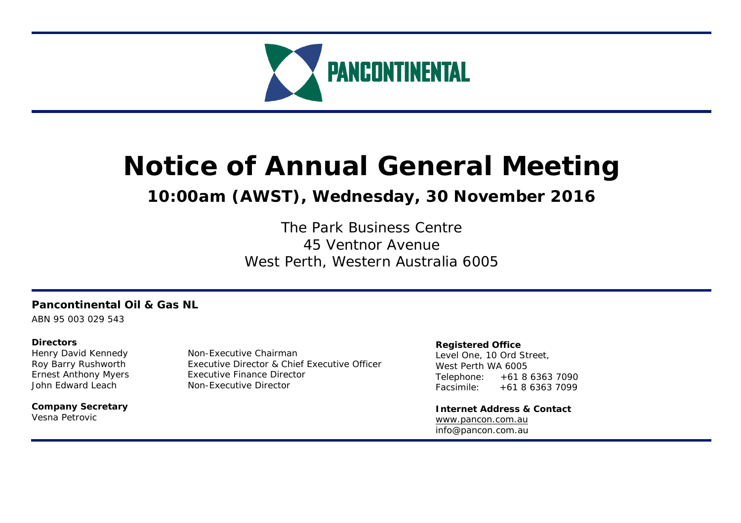PANCONTINENTAL

# Notice of Annual General Meeting

## 10:00am (AWST), Wednesday, 30 November 2016

The Park Business Centre
45 Ventnor Avenue
West Perth, Western Australia 6005

**Pancontinental Oil & Gas NL**
ABN 95 003 029 543

**Directors**

| | |
|---|---|
| Henry David Kennedy | Non-Executive Chairman |
| Roy Barry Rushworth | Executive Director & Chief Executive Officer |
| Ernest Anthony Myers | Executive Finance Director |
| John Edward Leach | Non-Executive Director |

**Company Secretary**
Vesna Petrovic

**Registered Office**
Level One, 10 Ord Street,
West Perth WA 6005
Telephone: +61 8 6363 7090
Facsimile: +61 8 6363 7099

**Internet Address & Contact**
www.pancon.com.au
info@pancon.com.au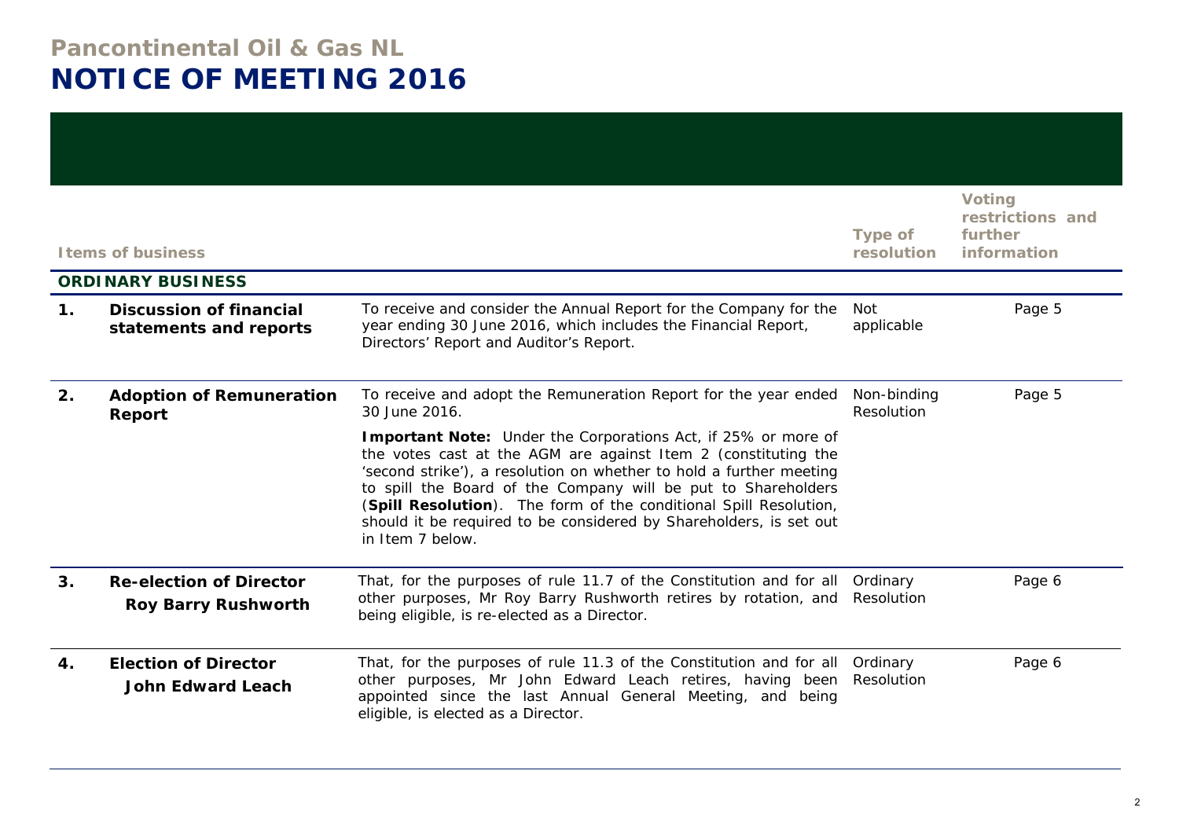# Pancontinental Oil & Gas NL

# NOTICE OF MEETING 2016

| | Items of business | | Type of resolution | Voting restrictions and further information |
|---|---|---|---|---|
| **ORDINARY BUSINESS** | | | | |
| **1.** | **Discussion of financial statements and reports** | To receive and consider the Annual Report for the Company for the year ending 30 June 2016, which includes the Financial Report, Directors' Report and Auditor's Report. | Not applicable | Page 5 |
| **2.** | **Adoption of Remuneration Report** | To receive and adopt the Remuneration Report for the year ended 30 June 2016.<br><br>**Important Note:** Under the Corporations Act, if 25% or more of the votes cast at the AGM are against Item 2 (constituting the 'second strike'), a resolution on whether to hold a further meeting to spill the Board of the Company will be put to Shareholders (**Spill Resolution**). The form of the conditional Spill Resolution, should it be required to be considered by Shareholders, is set out in Item 7 below. | Non-binding Resolution | Page 5 |
| **3.** | **Re-election of Director Roy Barry Rushworth** | That, for the purposes of rule 11.7 of the Constitution and for all other purposes, Mr Roy Barry Rushworth retires by rotation, and being eligible, is re-elected as a Director. | Ordinary Resolution | Page 6 |
| **4.** | **Election of Director John Edward Leach** | That, for the purposes of rule 11.3 of the Constitution and for all other purposes, Mr John Edward Leach retires, having been appointed since the last Annual General Meeting, and being eligible, is elected as a Director. | Ordinary Resolution | Page 6 |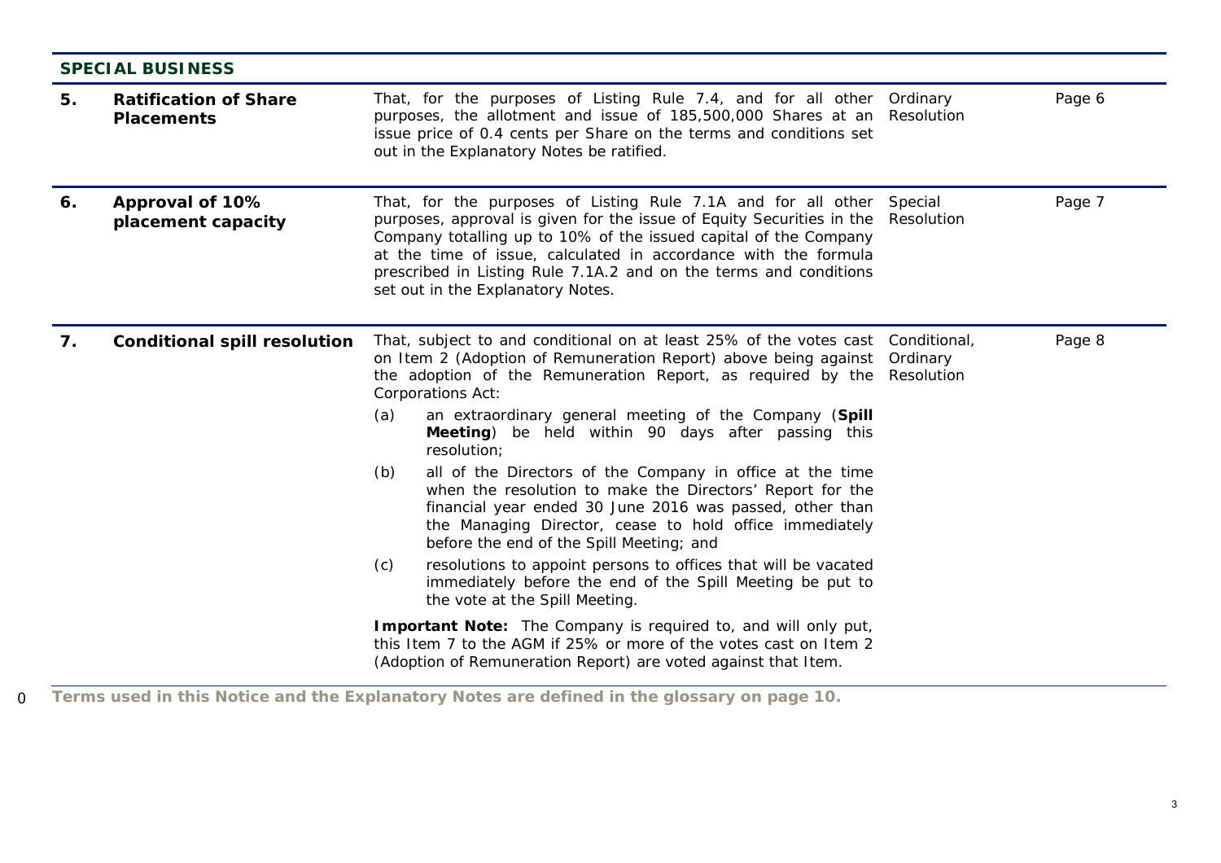## SPECIAL BUSINESS

| | | | | |
|---|---|---|---|---|
| **5.** | **Ratification of Share Placements** | That, for the purposes of Listing Rule 7.4, and for all other purposes, the allotment and issue of 185,500,000 Shares at an issue price of 0.4 cents per Share on the terms and conditions set out in the Explanatory Notes be ratified. | Ordinary Resolution | Page 6 |
| **6.** | **Approval of 10% placement capacity** | That, for the purposes of Listing Rule 7.1A and for all other purposes, approval is given for the issue of Equity Securities in the Company totalling up to 10% of the issued capital of the Company at the time of issue, calculated in accordance with the formula prescribed in Listing Rule 7.1A.2 and on the terms and conditions set out in the Explanatory Notes. | Special Resolution | Page 7 |
| **7.** | **Conditional spill resolution** | That, subject to and conditional on at least 25% of the votes cast on Item 2 (Adoption of Remuneration Report) above being against the adoption of the Remuneration Report, as required by the Corporations Act:<br>(a) an extraordinary general meeting of the Company (**Spill Meeting**) be held within 90 days after passing this resolution;<br>(b) all of the Directors of the Company in office at the time when the resolution to make the Directors' Report for the financial year ended 30 June 2016 was passed, other than the Managing Director, cease to hold office immediately before the end of the Spill Meeting; and<br>(c) resolutions to appoint persons to offices that will be vacated immediately before the end of the Spill Meeting be put to the vote at the Spill Meeting.<br>**Important Note:** The Company is required to, and will only put, this Item 7 to the AGM if 25% or more of the votes cast on Item 2 (Adoption of Remuneration Report) are voted against that Item. | Conditional, Ordinary Resolution | Page 8 |

**Terms used in this Notice and the Explanatory Notes are defined in the glossary on page 10.**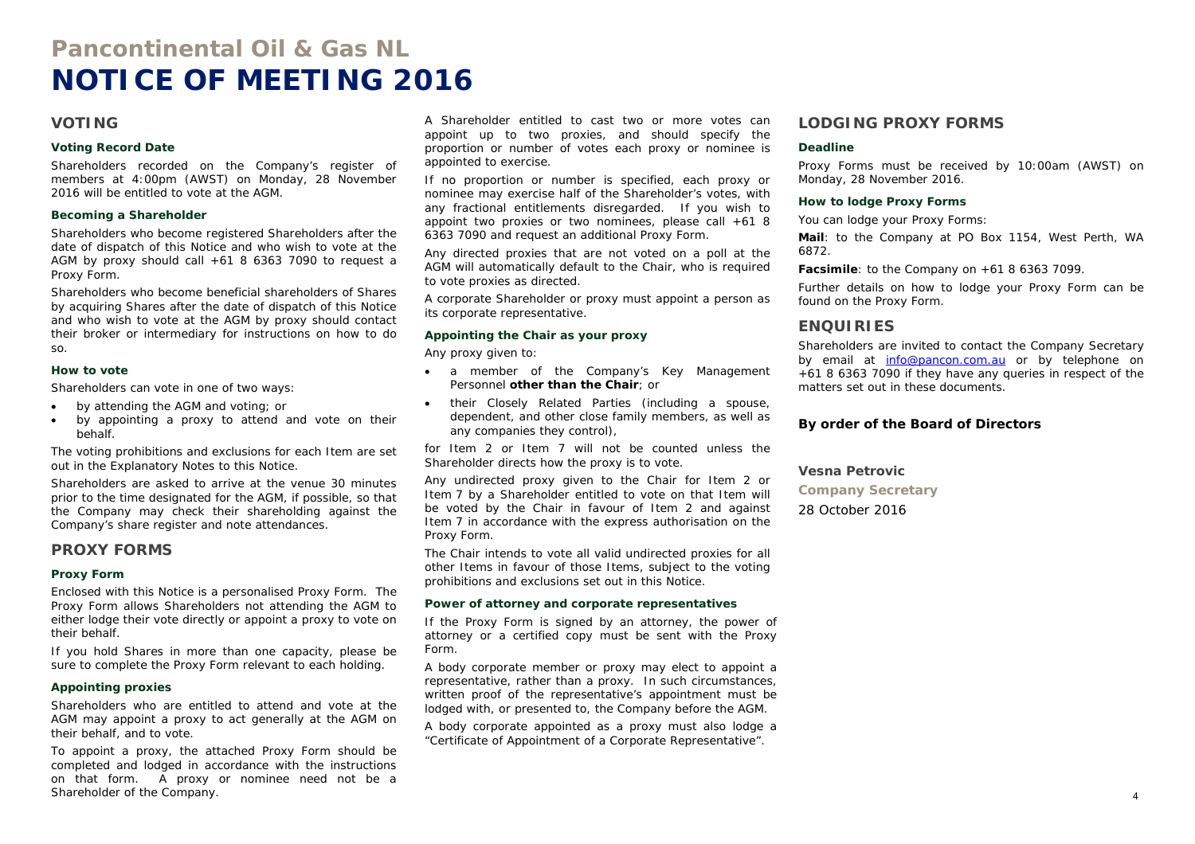# Pancontinental Oil & Gas NL

# NOTICE OF MEETING 2016

## VOTING

### Voting Record Date

Shareholders recorded on the Company's register of members at 4:00pm (AWST) on Monday, 28 November 2016 will be entitled to vote at the AGM.

### Becoming a Shareholder

Shareholders who become registered Shareholders after the date of dispatch of this Notice and who wish to vote at the AGM by proxy should call +61 8 6363 7090 to request a Proxy Form.

Shareholders who become beneficial shareholders of Shares by acquiring Shares after the date of dispatch of this Notice and who wish to vote at the AGM by proxy should contact their broker or intermediary for instructions on how to do so.

### How to vote

Shareholders can vote in one of two ways:

- by attending the AGM and voting; or
- by appointing a proxy to attend and vote on their behalf.

The voting prohibitions and exclusions for each Item are set out in the Explanatory Notes to this Notice.

Shareholders are asked to arrive at the venue 30 minutes prior to the time designated for the AGM, if possible, so that the Company may check their shareholding against the Company's share register and note attendances.

## PROXY FORMS

### Proxy Form

Enclosed with this Notice is a personalised Proxy Form. The Proxy Form allows Shareholders not attending the AGM to either lodge their vote directly or appoint a proxy to vote on their behalf.

If you hold Shares in more than one capacity, please be sure to complete the Proxy Form relevant to each holding.

### Appointing proxies

Shareholders who are entitled to attend and vote at the AGM may appoint a proxy to act generally at the AGM on their behalf, and to vote.

To appoint a proxy, the attached Proxy Form should be completed and lodged in accordance with the instructions on that form. A proxy or nominee need not be a Shareholder of the Company.

A Shareholder entitled to cast two or more votes can appoint up to two proxies, and should specify the proportion or number of votes each proxy or nominee is appointed to exercise.

If no proportion or number is specified, each proxy or nominee may exercise half of the Shareholder's votes, with any fractional entitlements disregarded. If you wish to appoint two proxies or two nominees, please call +61 8 6363 7090 and request an additional Proxy Form.

Any directed proxies that are not voted on a poll at the AGM will automatically default to the Chair, who is required to vote proxies as directed.

A corporate Shareholder or proxy must appoint a person as its corporate representative.

### Appointing the Chair as your proxy

Any proxy given to:

- a member of the Company's Key Management Personnel **other than the Chair**; or
- their Closely Related Parties (including a spouse, dependent, and other close family members, as well as any companies they control),

for Item 2 or Item 7 will not be counted unless the Shareholder directs how the proxy is to vote.

Any undirected proxy given to the Chair for Item 2 or Item 7 by a Shareholder entitled to vote on that Item will be voted by the Chair in favour of Item 2 and against Item 7 in accordance with the express authorisation on the Proxy Form.

The Chair intends to vote all valid undirected proxies for all other Items in favour of those Items, subject to the voting prohibitions and exclusions set out in this Notice.

### Power of attorney and corporate representatives

If the Proxy Form is signed by an attorney, the power of attorney or a certified copy must be sent with the Proxy Form.

A body corporate member or proxy may elect to appoint a representative, rather than a proxy. In such circumstances, written proof of the representative's appointment must be lodged with, or presented to, the Company before the AGM.

A body corporate appointed as a proxy must also lodge a "Certificate of Appointment of a Corporate Representative".

## LODGING PROXY FORMS

### Deadline

Proxy Forms must be received by 10:00am (AWST) on Monday, 28 November 2016.

### How to lodge Proxy Forms

You can lodge your Proxy Forms:

**Mail**: to the Company at PO Box 1154, West Perth, WA 6872.

**Facsimile**: to the Company on +61 8 6363 7099.

Further details on how to lodge your Proxy Form can be found on the Proxy Form.

## ENQUIRIES

Shareholders are invited to contact the Company Secretary by email at info@pancon.com.au or by telephone on +61 8 6363 7090 if they have any queries in respect of the matters set out in these documents.

**By order of the Board of Directors**

**Vesna Petrovic**

**Company Secretary**

28 October 2016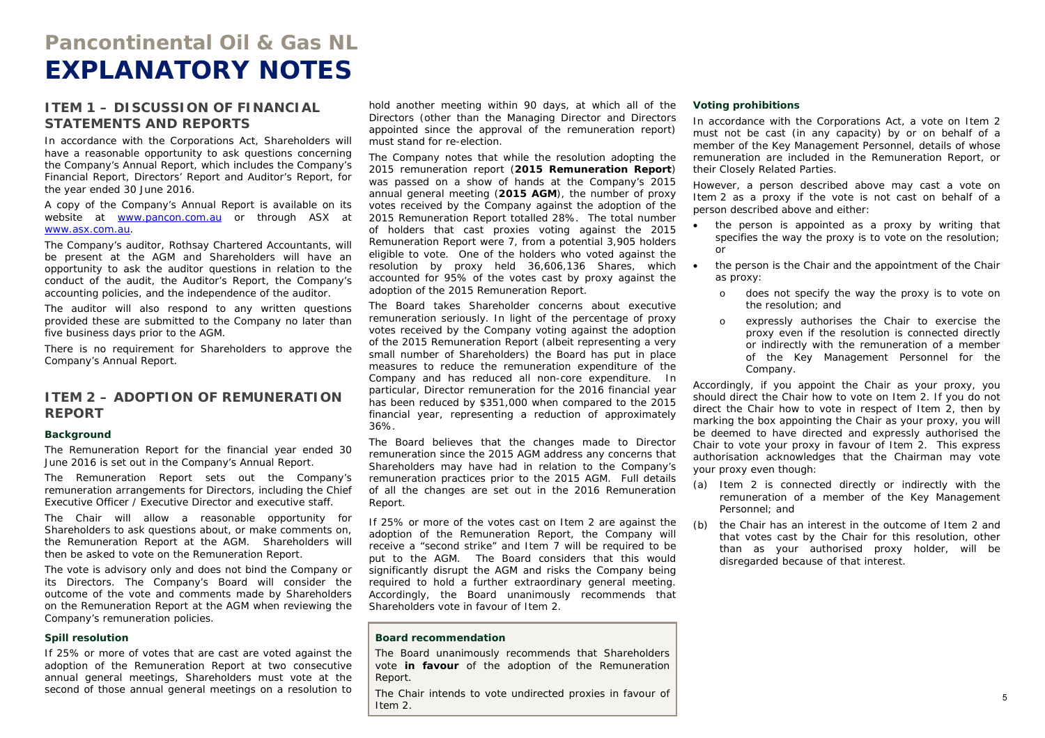# Pancontinental Oil & Gas NL

# EXPLANATORY NOTES

## ITEM 1 – DISCUSSION OF FINANCIAL STATEMENTS AND REPORTS

In accordance with the Corporations Act, Shareholders will have a reasonable opportunity to ask questions concerning the Company's Annual Report, which includes the Company's Financial Report, Directors' Report and Auditor's Report, for the year ended 30 June 2016.

A copy of the Company's Annual Report is available on its website at [www.pancon.com.au](http://www.pancon.com.au) or through ASX at [www.asx.com.au](http://www.asx.com.au).

The Company's auditor, Rothsay Chartered Accountants, will be present at the AGM and Shareholders will have an opportunity to ask the auditor questions in relation to the conduct of the audit, the Auditor's Report, the Company's accounting policies, and the independence of the auditor.

The auditor will also respond to any written questions provided these are submitted to the Company no later than five business days prior to the AGM.

There is no requirement for Shareholders to approve the Company's Annual Report.

## ITEM 2 – ADOPTION OF REMUNERATION REPORT

### Background

The Remuneration Report for the financial year ended 30 June 2016 is set out in the Company's Annual Report.

The Remuneration Report sets out the Company's remuneration arrangements for Directors, including the Chief Executive Officer / Executive Director and executive staff.

The Chair will allow a reasonable opportunity for Shareholders to ask questions about, or make comments on, the Remuneration Report at the AGM. Shareholders will then be asked to vote on the Remuneration Report.

The vote is advisory only and does not bind the Company or its Directors. The Company's Board will consider the outcome of the vote and comments made by Shareholders on the Remuneration Report at the AGM when reviewing the Company's remuneration policies.

### Spill resolution

If 25% or more of votes that are cast are voted against the adoption of the Remuneration Report at two consecutive annual general meetings, Shareholders must vote at the second of those annual general meetings on a resolution to hold another meeting within 90 days, at which all of the Directors (other than the Managing Director and Directors appointed since the approval of the remuneration report) must stand for re-election.

The Company notes that while the resolution adopting the 2015 remuneration report (**2015 Remuneration Report**) was passed on a show of hands at the Company's 2015 annual general meeting (**2015 AGM**), the number of proxy votes received by the Company against the adoption of the 2015 Remuneration Report totalled 28%. The total number of holders that cast proxies voting against the 2015 Remuneration Report were 7, from a potential 3,905 holders eligible to vote. One of the holders who voted against the resolution by proxy held 36,606,136 Shares, which accounted for 95% of the votes cast by proxy against the adoption of the 2015 Remuneration Report.

The Board takes Shareholder concerns about executive remuneration seriously. In light of the percentage of proxy votes received by the Company voting against the adoption of the 2015 Remuneration Report (albeit representing a very small number of Shareholders) the Board has put in place measures to reduce the remuneration expenditure of the Company and has reduced all non-core expenditure. In particular, Director remuneration for the 2016 financial year has been reduced by $351,000 when compared to the 2015 financial year, representing a reduction of approximately 36%.

The Board believes that the changes made to Director remuneration since the 2015 AGM address any concerns that Shareholders may have had in relation to the Company's remuneration practices prior to the 2015 AGM. Full details of all the changes are set out in the 2016 Remuneration Report.

If 25% or more of the votes cast on Item 2 are against the adoption of the Remuneration Report, the Company will receive a "second strike" and Item 7 will be required to be put to the AGM. The Board considers that this would significantly disrupt the AGM and risks the Company being required to hold a further extraordinary general meeting. Accordingly, the Board unanimously recommends that Shareholders vote in favour of Item 2.

> **Board recommendation**
>
> The Board unanimously recommends that Shareholders vote **in favour** of the adoption of the Remuneration Report.
>
> The Chair intends to vote undirected proxies in favour of Item 2.

### Voting prohibitions

In accordance with the Corporations Act, a vote on Item 2 must not be cast (in any capacity) by or on behalf of a member of the Key Management Personnel, details of whose remuneration are included in the Remuneration Report, or their Closely Related Parties.

However, a person described above may cast a vote on Item 2 as a proxy if the vote is not cast on behalf of a person described above and either:

- the person is appointed as a proxy by writing that specifies the way the proxy is to vote on the resolution; or
- the person is the Chair and the appointment of the Chair as proxy:
  - does not specify the way the proxy is to vote on the resolution; and
  - expressly authorises the Chair to exercise the proxy even if the resolution is connected directly or indirectly with the remuneration of a member of the Key Management Personnel for the Company.

Accordingly, if you appoint the Chair as your proxy, you should direct the Chair how to vote on Item 2. If you do not direct the Chair how to vote in respect of Item 2, then by marking the box appointing the Chair as your proxy, you will be deemed to have directed and expressly authorised the Chair to vote your proxy in favour of Item 2. This express authorisation acknowledges that the Chairman may vote your proxy even though:

(a) Item 2 is connected directly or indirectly with the remuneration of a member of the Key Management Personnel; and

(b) the Chair has an interest in the outcome of Item 2 and that votes cast by the Chair for this resolution, other than as your authorised proxy holder, will be disregarded because of that interest.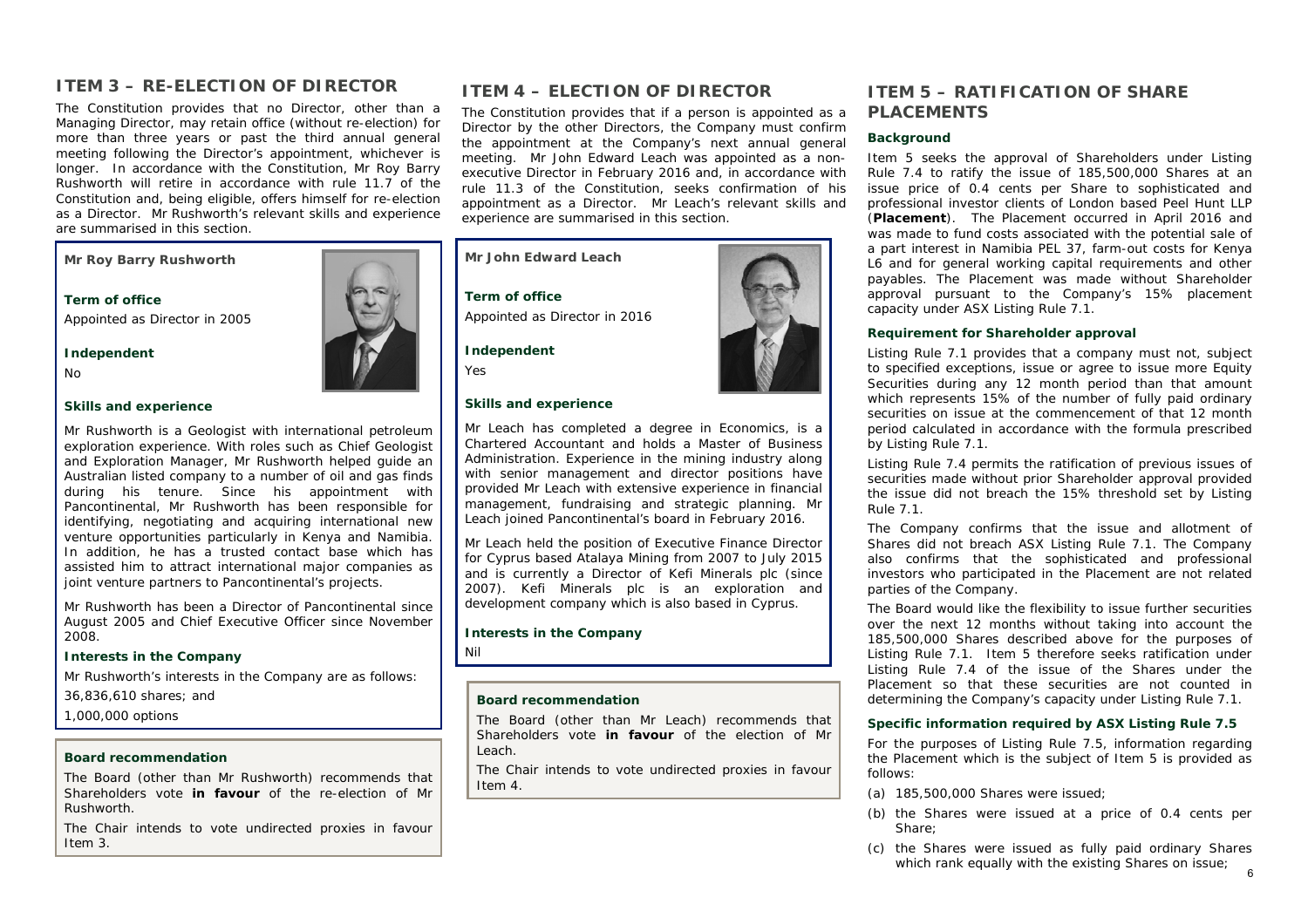## ITEM 3 – RE-ELECTION OF DIRECTOR

The Constitution provides that no Director, other than a Managing Director, may retain office (without re-election) for more than three years or past the third annual general meeting following the Director's appointment, whichever is longer. In accordance with the Constitution, Mr Roy Barry Rushworth will retire in accordance with rule 11.7 of the Constitution and, being eligible, offers himself for re-election as a Director. Mr Rushworth's relevant skills and experience are summarised in this section.

### Mr Roy Barry Rushworth

**Term of office**

Appointed as Director in 2005

**Independent**

No

**Skills and experience**

Mr Rushworth is a Geologist with international petroleum exploration experience. With roles such as Chief Geologist and Exploration Manager, Mr Rushworth helped guide an Australian listed company to a number of oil and gas finds during his tenure. Since his appointment with Pancontinental, Mr Rushworth has been responsible for identifying, negotiating and acquiring international new venture opportunities particularly in Kenya and Namibia. In addition, he has a trusted contact base which has assisted him to attract international major companies as joint venture partners to Pancontinental's projects.

Mr Rushworth has been a Director of Pancontinental since August 2005 and Chief Executive Officer since November 2008.

**Interests in the Company**

Mr Rushworth's interests in the Company are as follows:

36,836,610 shares; and

1,000,000 options

**Board recommendation**

The Board (other than Mr Rushworth) recommends that Shareholders vote **in favour** of the re-election of Mr Rushworth.

The Chair intends to vote undirected proxies in favour Item 3.

## ITEM 4 – ELECTION OF DIRECTOR

The Constitution provides that if a person is appointed as a Director by the other Directors, the Company must confirm the appointment at the Company's next annual general meeting. Mr John Edward Leach was appointed as a non-executive Director in February 2016 and, in accordance with rule 11.3 of the Constitution, seeks confirmation of his appointment as a Director. Mr Leach's relevant skills and experience are summarised in this section.

### Mr John Edward Leach

**Term of office**

Appointed as Director in 2016

**Independent**

Yes

**Skills and experience**

Mr Leach has completed a degree in Economics, is a Chartered Accountant and holds a Master of Business Administration. Experience in the mining industry along with senior management and director positions have provided Mr Leach with extensive experience in financial management, fundraising and strategic planning. Mr Leach joined Pancontinental's board in February 2016.

Mr Leach held the position of Executive Finance Director for Cyprus based Atalaya Mining from 2007 to July 2015 and is currently a Director of Kefi Minerals plc (since 2007). Kefi Minerals plc is an exploration and development company which is also based in Cyprus.

**Interests in the Company**

Nil

**Board recommendation**

The Board (other than Mr Leach) recommends that Shareholders vote **in favour** of the election of Mr Leach.

The Chair intends to vote undirected proxies in favour Item 4.

## ITEM 5 – RATIFICATION OF SHARE PLACEMENTS

**Background**

Item 5 seeks the approval of Shareholders under Listing Rule 7.4 to ratify the issue of 185,500,000 Shares at an issue price of 0.4 cents per Share to sophisticated and professional investor clients of London based Peel Hunt LLP (**Placement**). The Placement occurred in April 2016 and was made to fund costs associated with the potential sale of a part interest in Namibia PEL 37, farm-out costs for Kenya L6 and for general working capital requirements and other payables. The Placement was made without Shareholder approval pursuant to the Company's 15% placement capacity under ASX Listing Rule 7.1.

**Requirement for Shareholder approval**

Listing Rule 7.1 provides that a company must not, subject to specified exceptions, issue or agree to issue more Equity Securities during any 12 month period than that amount which represents 15% of the number of fully paid ordinary securities on issue at the commencement of that 12 month period calculated in accordance with the formula prescribed by Listing Rule 7.1.

Listing Rule 7.4 permits the ratification of previous issues of securities made without prior Shareholder approval provided the issue did not breach the 15% threshold set by Listing Rule 7.1.

The Company confirms that the issue and allotment of Shares did not breach ASX Listing Rule 7.1. The Company also confirms that the sophisticated and professional investors who participated in the Placement are not related parties of the Company.

The Board would like the flexibility to issue further securities over the next 12 months without taking into account the 185,500,000 Shares described above for the purposes of Listing Rule 7.1. Item 5 therefore seeks ratification under Listing Rule 7.4 of the issue of the Shares under the Placement so that these securities are not counted in determining the Company's capacity under Listing Rule 7.1.

**Specific information required by ASX Listing Rule 7.5**

For the purposes of Listing Rule 7.5, information regarding the Placement which is the subject of Item 5 is provided as follows:

(a) 185,500,000 Shares were issued;

(b) the Shares were issued at a price of 0.4 cents per Share;

(c) the Shares were issued as fully paid ordinary Shares which rank equally with the existing Shares on issue;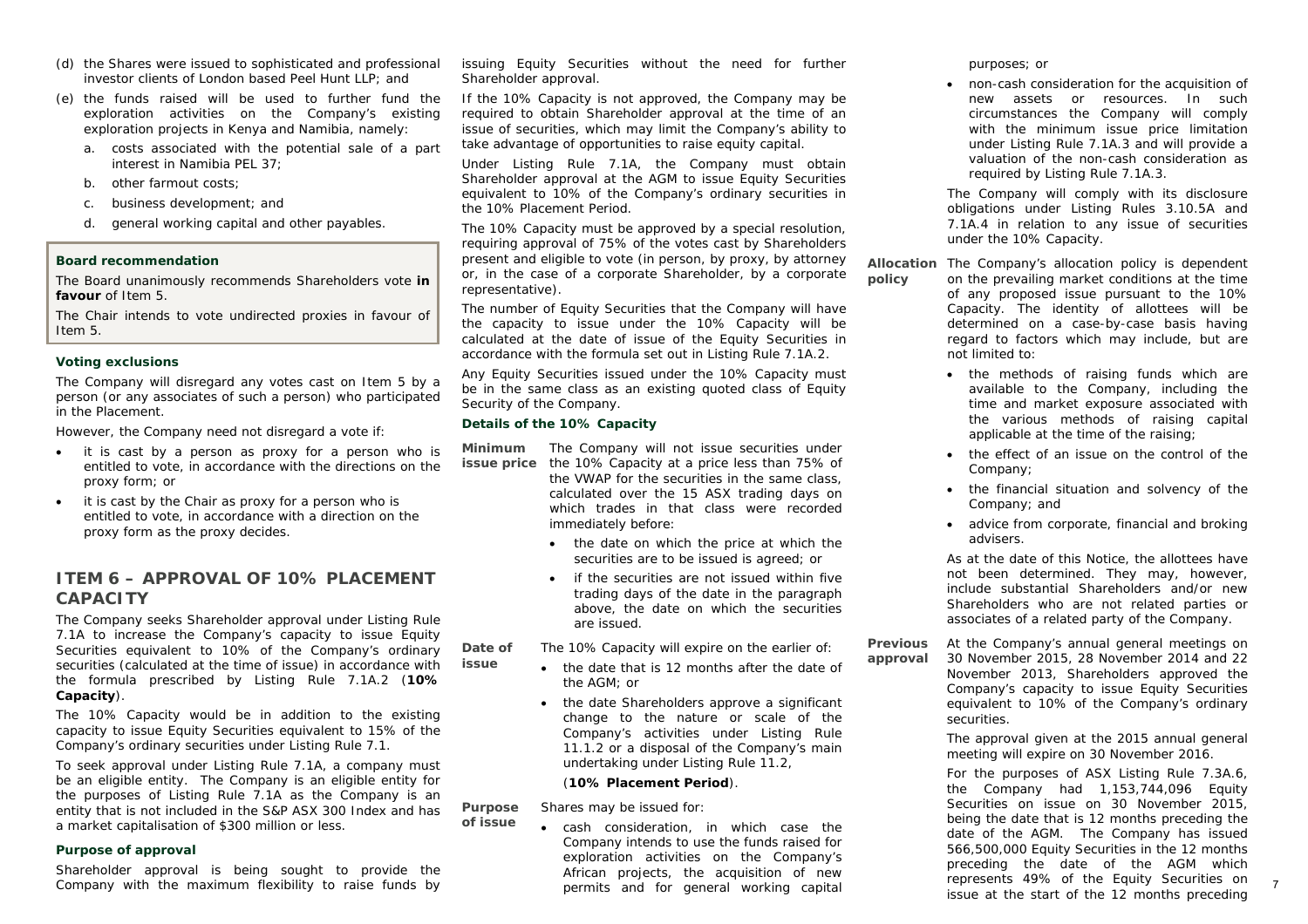(d) the Shares were issued to sophisticated and professional investor clients of London based Peel Hunt LLP; and

(e) the funds raised will be used to further fund the exploration activities on the Company's existing exploration projects in Kenya and Namibia, namely:

a. costs associated with the potential sale of a part interest in Namibia PEL 37;

b. other farmout costs;

c. business development; and

d. general working capital and other payables.

**Board recommendation**

The Board unanimously recommends Shareholders vote **in favour** of Item 5.

The Chair intends to vote undirected proxies in favour of Item 5.

**Voting exclusions**

The Company will disregard any votes cast on Item 5 by a person (or any associates of such a person) who participated in the Placement.

However, the Company need not disregard a vote if:

- it is cast by a person as proxy for a person who is entitled to vote, in accordance with the directions on the proxy form; or
- it is cast by the Chair as proxy for a person who is entitled to vote, in accordance with a direction on the proxy form as the proxy decides.

## ITEM 6 – APPROVAL OF 10% PLACEMENT CAPACITY

The Company seeks Shareholder approval under Listing Rule 7.1A to increase the Company's capacity to issue Equity Securities equivalent to 10% of the Company's ordinary securities (calculated at the time of issue) in accordance with the formula prescribed by Listing Rule 7.1A.2 (**10% Capacity**).

The 10% Capacity would be in addition to the existing capacity to issue Equity Securities equivalent to 15% of the Company's ordinary securities under Listing Rule 7.1.

To seek approval under Listing Rule 7.1A, a company must be an eligible entity. The Company is an eligible entity for the purposes of Listing Rule 7.1A as the Company is an entity that is not included in the S&P ASX 300 Index and has a market capitalisation of $300 million or less.

**Purpose of approval**

Shareholder approval is being sought to provide the Company with the maximum flexibility to raise funds by issuing Equity Securities without the need for further Shareholder approval.

If the 10% Capacity is not approved, the Company may be required to obtain Shareholder approval at the time of an issue of securities, which may limit the Company's ability to take advantage of opportunities to raise equity capital.

Under Listing Rule 7.1A, the Company must obtain Shareholder approval at the AGM to issue Equity Securities equivalent to 10% of the Company's ordinary securities in the 10% Placement Period.

The 10% Capacity must be approved by a special resolution, requiring approval of 75% of the votes cast by Shareholders present and eligible to vote (in person, by proxy, by attorney or, in the case of a corporate Shareholder, by a corporate representative).

The number of Equity Securities that the Company will have the capacity to issue under the 10% Capacity will be calculated at the date of issue of the Equity Securities in accordance with the formula set out in Listing Rule 7.1A.2.

Any Equity Securities issued under the 10% Capacity must be in the same class as an existing quoted class of Equity Security of the Company.

**Details of the 10% Capacity**

**Minimum issue price**

The Company will not issue securities under the 10% Capacity at a price less than 75% of the VWAP for the securities in the same class, calculated over the 15 ASX trading days on which trades in that class were recorded immediately before:

- the date on which the price at which the securities are to be issued is agreed; or
- if the securities are not issued within five trading days of the date in the paragraph above, the date on which the securities are issued.

**Date of issue**

The 10% Capacity will expire on the earlier of:

- the date that is 12 months after the date of the AGM; or
- the date Shareholders approve a significant change to the nature or scale of the Company's activities under Listing Rule 11.1.2 or a disposal of the Company's main undertaking under Listing Rule 11.2,

(**10% Placement Period**).

**Purpose of issue**

Shares may be issued for:

- cash consideration, in which case the Company intends to use the funds raised for exploration activities on the Company's African projects, the acquisition of new permits and for general working capital purposes; or
- non-cash consideration for the acquisition of new assets or resources. In such circumstances the Company will comply with the minimum issue price limitation under Listing Rule 7.1A.3 and will provide a valuation of the non-cash consideration as required by Listing Rule 7.1A.3.

The Company will comply with its disclosure obligations under Listing Rules 3.10.5A and 7.1A.4 in relation to any issue of securities under the 10% Capacity.

**Allocation policy**

The Company's allocation policy is dependent on the prevailing market conditions at the time of any proposed issue pursuant to the 10% Capacity. The identity of allottees will be determined on a case-by-case basis having regard to factors which may include, but are not limited to:

- the methods of raising funds which are available to the Company, including the time and market exposure associated with the various methods of raising capital applicable at the time of the raising;
- the effect of an issue on the control of the Company;
- the financial situation and solvency of the Company; and
- advice from corporate, financial and broking advisers.

As at the date of this Notice, the allottees have not been determined. They may, however, include substantial Shareholders and/or new Shareholders who are not related parties or associates of a related party of the Company.

**Previous approval**

At the Company's annual general meetings on 30 November 2015, 28 November 2014 and 22 November 2013, Shareholders approved the Company's capacity to issue Equity Securities equivalent to 10% of the Company's ordinary securities.

The approval given at the 2015 annual general meeting will expire on 30 November 2016.

For the purposes of ASX Listing Rule 7.3A.6, the Company had 1,153,744,096 Equity Securities on issue on 30 November 2015, being the date that is 12 months preceding the date of the AGM. The Company has issued 566,500,000 Equity Securities in the 12 months preceding the date of the AGM which represents 49% of the Equity Securities on issue at the start of the 12 months preceding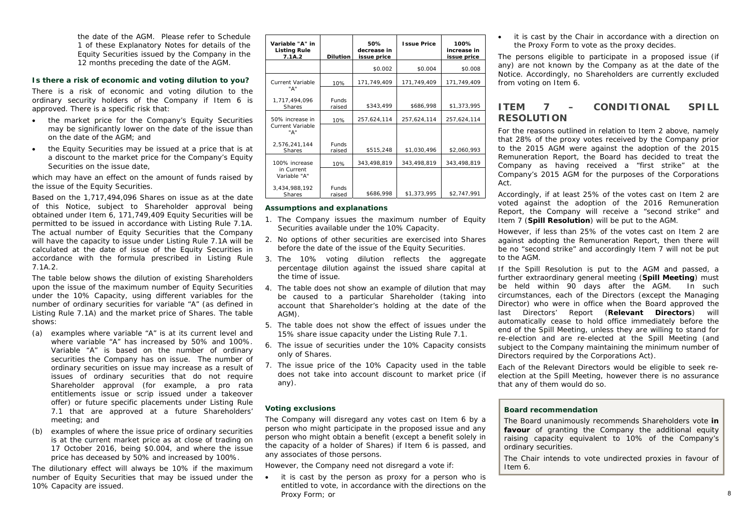the date of the AGM. Please refer to Schedule 1 of these Explanatory Notes for details of the Equity Securities issued by the Company in the 12 months preceding the date of the AGM.

### Is there a risk of economic and voting dilution to you?

There is a risk of economic and voting dilution to the ordinary security holders of the Company if Item 6 is approved. There is a specific risk that:

- the market price for the Company's Equity Securities may be significantly lower on the date of the issue than on the date of the AGM; and
- the Equity Securities may be issued at a price that is at a discount to the market price for the Company's Equity Securities on the issue date,

which may have an effect on the amount of funds raised by the issue of the Equity Securities.

Based on the 1,717,494,096 Shares on issue as at the date of this Notice, subject to Shareholder approval being obtained under Item 6, 171,749,409 Equity Securities will be permitted to be issued in accordance with Listing Rule 7.1A. The actual number of Equity Securities that the Company will have the capacity to issue under Listing Rule 7.1A will be calculated at the date of issue of the Equity Securities in accordance with the formula prescribed in Listing Rule 7.1A.2.

The table below shows the dilution of existing Shareholders upon the issue of the maximum number of Equity Securities under the 10% Capacity, using different variables for the number of ordinary securities for variable "A" (as defined in Listing Rule 7.1A) and the market price of Shares. The table shows:

(a) examples where variable "A" is at its current level and where variable "A" has increased by 50% and 100%. Variable "A" is based on the number of ordinary securities the Company has on issue. The number of ordinary securities on issue may increase as a result of issues of ordinary securities that do not require Shareholder approval (for example, a pro rata entitlements issue or scrip issued under a takeover offer) or future specific placements under Listing Rule 7.1 that are approved at a future Shareholders' meeting; and

(b) examples of where the issue price of ordinary securities is at the current market price as at close of trading on 17 October 2016, being $0.004, and where the issue price has deceased by 50% and increased by 100%.

The dilutionary effect will always be 10% if the maximum number of Equity Securities that may be issued under the 10% Capacity are issued.

| Variable "A" in Listing Rule 7.1A.2 | Dilution | 50% decrease in issue price | Issue Price | 100% increase in issue price |
|---|---|---|---|---|
| | | $0.002 | $0.004 | $0.008 |
| Current Variable "A" | 10% | 171,749,409 | 171,749,409 | 171,749,409 |
| 1,717,494,096 Shares | Funds raised | $343,499 | $686,998 | $1,373,995 |
| 50% increase in Current Variable "A" | 10% | 257,624,114 | 257,624,114 | 257,624,114 |
| 2,576,241,144 Shares | Funds raised | $515,248 | $1,030,496 | $2,060,993 |
| 100% increase in Current Variable "A" | 10% | 343,498,819 | 343,498,819 | 343,498,819 |
| 3,434,988,192 Shares | Funds raised | $686,998 | $1,373,995 | $2,747,991 |

### Assumptions and explanations

1. The Company issues the maximum number of Equity Securities available under the 10% Capacity.
2. No options of other securities are exercised into Shares before the date of the issue of the Equity Securities.
3. The 10% voting dilution reflects the aggregate percentage dilution against the issued share capital at the time of issue.
4. The table does not show an example of dilution that may be caused to a particular Shareholder (taking into account that Shareholder's holding at the date of the AGM).
5. The table does not show the effect of issues under the 15% share issue capacity under the Listing Rule 7.1.
6. The issue of securities under the 10% Capacity consists only of Shares.
7. The issue price of the 10% Capacity used in the table does not take into account discount to market price (if any).

### Voting exclusions

The Company will disregard any votes cast on Item 6 by a person who might participate in the proposed issue and any person who might obtain a benefit (except a benefit solely in the capacity of a holder of Shares) if Item 6 is passed, and any associates of those persons.

However, the Company need not disregard a vote if:

- it is cast by the person as proxy for a person who is entitled to vote, in accordance with the directions on the Proxy Form; or
- it is cast by the Chair in accordance with a direction on the Proxy Form to vote as the proxy decides.

The persons eligible to participate in a proposed issue (if any) are not known by the Company as at the date of the Notice. Accordingly, no Shareholders are currently excluded from voting on Item 6.

## ITEM 7 – CONDITIONAL SPILL RESOLUTION

For the reasons outlined in relation to Item 2 above, namely that 28% of the proxy votes received by the Company prior to the 2015 AGM were against the adoption of the 2015 Remuneration Report, the Board has decided to treat the Company as having received a "first strike" at the Company's 2015 AGM for the purposes of the Corporations Act.

Accordingly, if at least 25% of the votes cast on Item 2 are voted against the adoption of the 2016 Remuneration Report, the Company will receive a "second strike" and Item 7 (**Spill Resolution**) will be put to the AGM.

However, if less than 25% of the votes cast on Item 2 are against adopting the Remuneration Report, then there will be no "second strike" and accordingly Item 7 will not be put to the AGM.

If the Spill Resolution is put to the AGM and passed, a further extraordinary general meeting (**Spill Meeting**) must be held within 90 days after the AGM. In such circumstances, each of the Directors (except the Managing Director) who were in office when the Board approved the last Directors' Report (**Relevant Directors**) will automatically cease to hold office immediately before the end of the Spill Meeting, unless they are willing to stand for re-election and are re-elected at the Spill Meeting (and subject to the Company maintaining the minimum number of Directors required by the Corporations Act).

Each of the Relevant Directors would be eligible to seek re-election at the Spill Meeting, however there is no assurance that any of them would do so.

### Board recommendation

The Board unanimously recommends Shareholders vote **in favour** of granting the Company the additional equity raising capacity equivalent to 10% of the Company's ordinary securities.

The Chair intends to vote undirected proxies in favour of Item 6.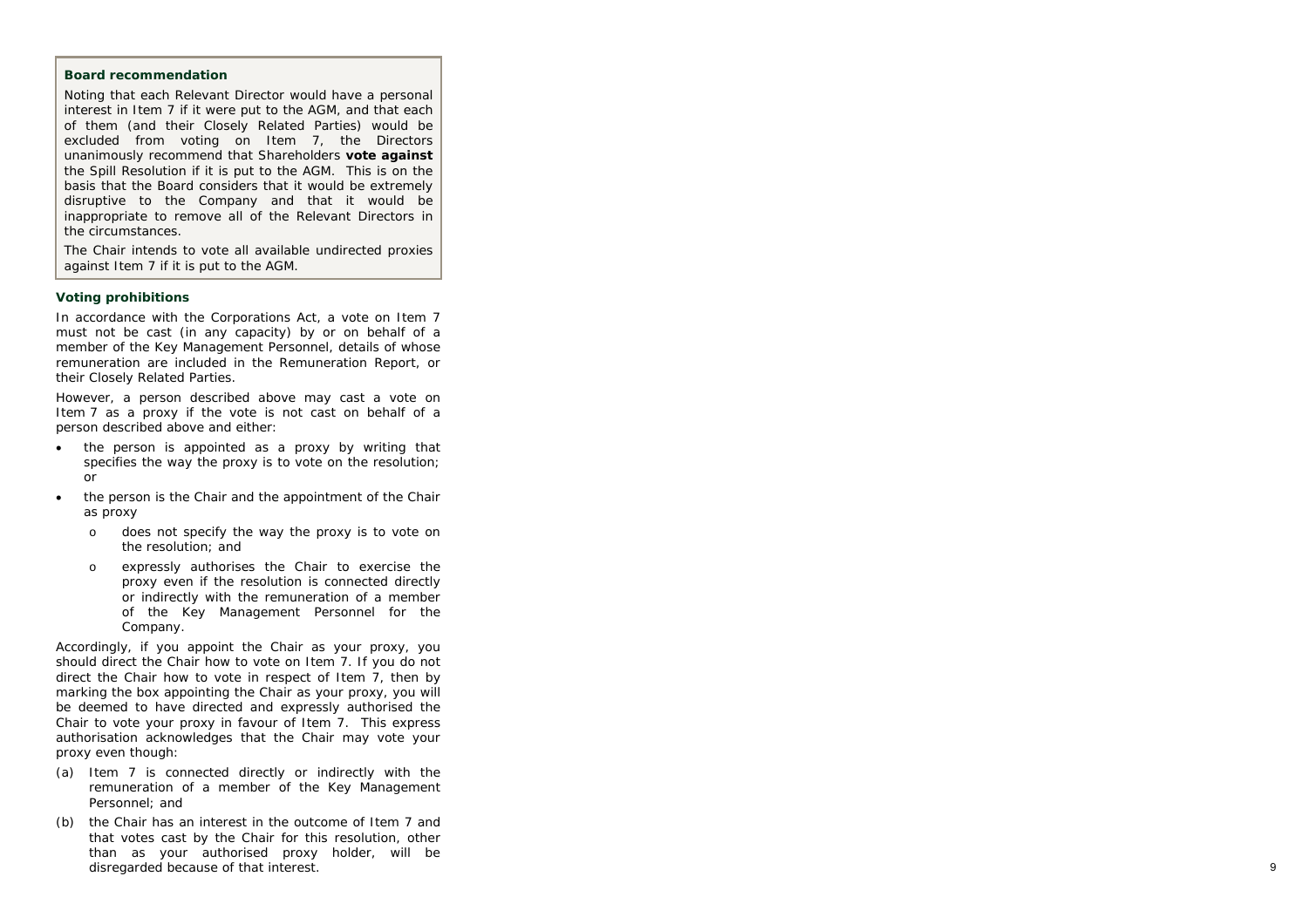**Board recommendation**

Noting that each Relevant Director would have a personal interest in Item 7 if it were put to the AGM, and that each of them (and their Closely Related Parties) would be excluded from voting on Item 7, the Directors unanimously recommend that Shareholders **vote against** the Spill Resolution if it is put to the AGM. This is on the basis that the Board considers that it would be extremely disruptive to the Company and that it would be inappropriate to remove all of the Relevant Directors in the circumstances.

The Chair intends to vote all available undirected proxies against Item 7 if it is put to the AGM.

**Voting prohibitions**

In accordance with the Corporations Act, a vote on Item 7 must not be cast (in any capacity) by or on behalf of a member of the Key Management Personnel, details of whose remuneration are included in the Remuneration Report, or their Closely Related Parties.

However, a person described above may cast a vote on Item 7 as a proxy if the vote is not cast on behalf of a person described above and either:

- the person is appointed as a proxy by writing that specifies the way the proxy is to vote on the resolution; or
- the person is the Chair and the appointment of the Chair as proxy
  - does not specify the way the proxy is to vote on the resolution; and
  - expressly authorises the Chair to exercise the proxy even if the resolution is connected directly or indirectly with the remuneration of a member of the Key Management Personnel for the Company.

Accordingly, if you appoint the Chair as your proxy, you should direct the Chair how to vote on Item 7. If you do not direct the Chair how to vote in respect of Item 7, then by marking the box appointing the Chair as your proxy, you will be deemed to have directed and expressly authorised the Chair to vote your proxy in favour of Item 7. This express authorisation acknowledges that the Chair may vote your proxy even though:

(a) Item 7 is connected directly or indirectly with the remuneration of a member of the Key Management Personnel; and

(b) the Chair has an interest in the outcome of Item 7 and that votes cast by the Chair for this resolution, other than as your authorised proxy holder, will be disregarded because of that interest.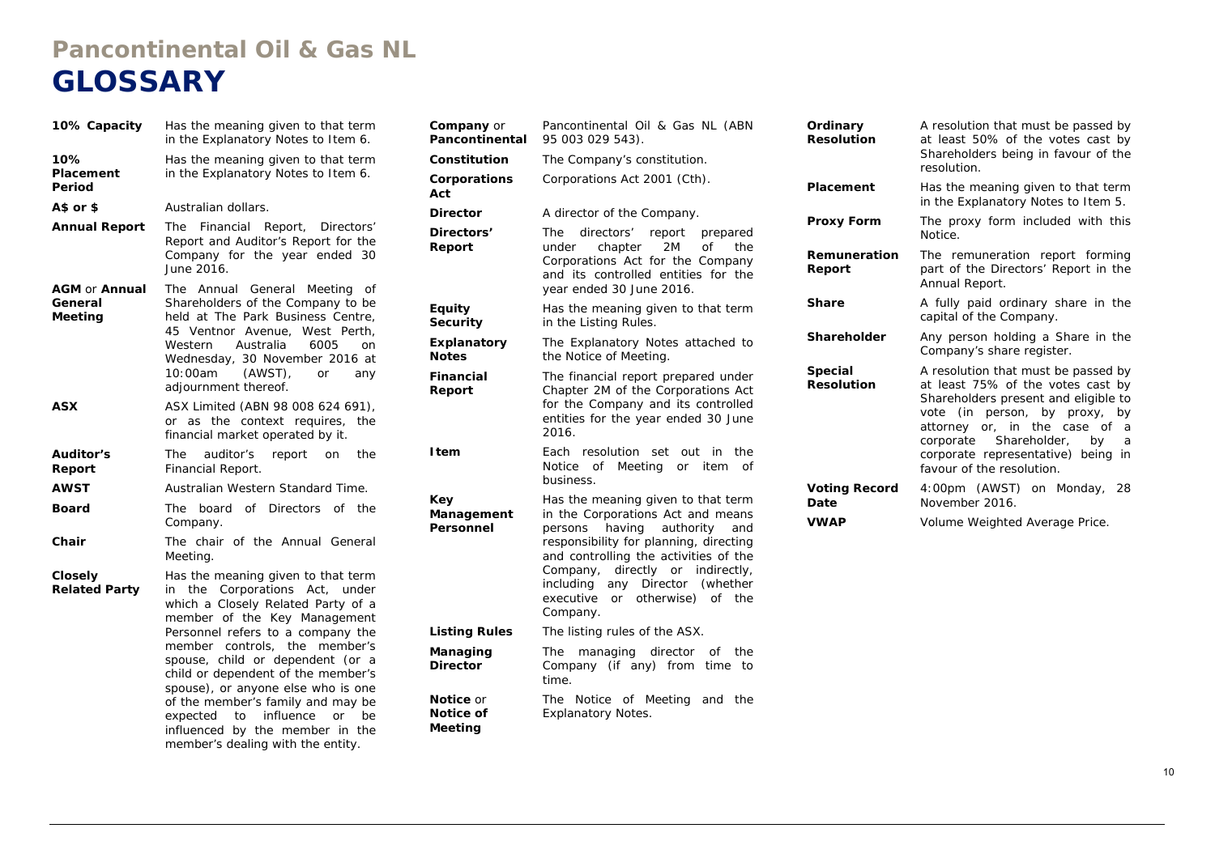# Pancontinental Oil & Gas NL

# GLOSSARY

| Term | Meaning |
|---|---|
| **10% Capacity** | Has the meaning given to that term in the Explanatory Notes to Item 6. |
| **10% Placement Period** | Has the meaning given to that term in the Explanatory Notes to Item 6. |
| **A$ or $** | Australian dollars. |
| **Annual Report** | The Financial Report, Directors' Report and Auditor's Report for the Company for the year ended 30 June 2016. |
| **AGM** or **Annual General Meeting** | The Annual General Meeting of Shareholders of the Company to be held at The Park Business Centre, 45 Ventnor Avenue, West Perth, Western Australia 6005 on Wednesday, 30 November 2016 at 10:00am (AWST), or any adjournment thereof. |
| **ASX** | ASX Limited (ABN 98 008 624 691), or as the context requires, the financial market operated by it. |
| **Auditor's Report** | The auditor's report on the Financial Report. |
| **AWST** | Australian Western Standard Time. |
| **Board** | The board of Directors of the Company. |
| **Chair** | The chair of the Annual General Meeting. |
| **Closely Related Party** | Has the meaning given to that term in the Corporations Act, under which a Closely Related Party of a member of the Key Management Personnel refers to a company the member controls, the member's spouse, child or dependent (or a child or dependent of the member's spouse), or anyone else who is one of the member's family and may be expected to influence or be influenced by the member in the member's dealing with the entity. |
| **Company** or **Pancontinental** | Pancontinental Oil & Gas NL (ABN 95 003 029 543). |
| **Constitution** | The Company's constitution. |
| **Corporations Act** | Corporations Act 2001 (Cth). |
| **Director** | A director of the Company. |
| **Directors' Report** | The directors' report prepared under chapter 2M of the Corporations Act for the Company and its controlled entities for the year ended 30 June 2016. |
| **Equity Security** | Has the meaning given to that term in the Listing Rules. |
| **Explanatory Notes** | The Explanatory Notes attached to the Notice of Meeting. |
| **Financial Report** | The financial report prepared under Chapter 2M of the Corporations Act for the Company and its controlled entities for the year ended 30 June 2016. |
| **Item** | Each resolution set out in the Notice of Meeting or item of business. |
| **Key Management Personnel** | Has the meaning given to that term in the Corporations Act and means persons having authority and responsibility for planning, directing and controlling the activities of the Company, directly or indirectly, including any Director (whether executive or otherwise) of the Company. |
| **Listing Rules** | The listing rules of the ASX. |
| **Managing Director** | The managing director of the Company (if any) from time to time. |
| **Notice** or **Notice of Meeting** | The Notice of Meeting and the Explanatory Notes. |
| **Ordinary Resolution** | A resolution that must be passed by at least 50% of the votes cast by Shareholders being in favour of the resolution. |
| **Placement** | Has the meaning given to that term in the Explanatory Notes to Item 5. |
| **Proxy Form** | The proxy form included with this Notice. |
| **Remuneration Report** | The remuneration report forming part of the Directors' Report in the Annual Report. |
| **Share** | A fully paid ordinary share in the capital of the Company. |
| **Shareholder** | Any person holding a Share in the Company's share register. |
| **Special Resolution** | A resolution that must be passed by at least 75% of the votes cast by Shareholders present and eligible to vote (in person, by proxy, by attorney or, in the case of a corporate Shareholder, by a corporate representative) being in favour of the resolution. |
| **Voting Record Date** | 4:00pm (AWST) on Monday, 28 November 2016. |
| **VWAP** | Volume Weighted Average Price. |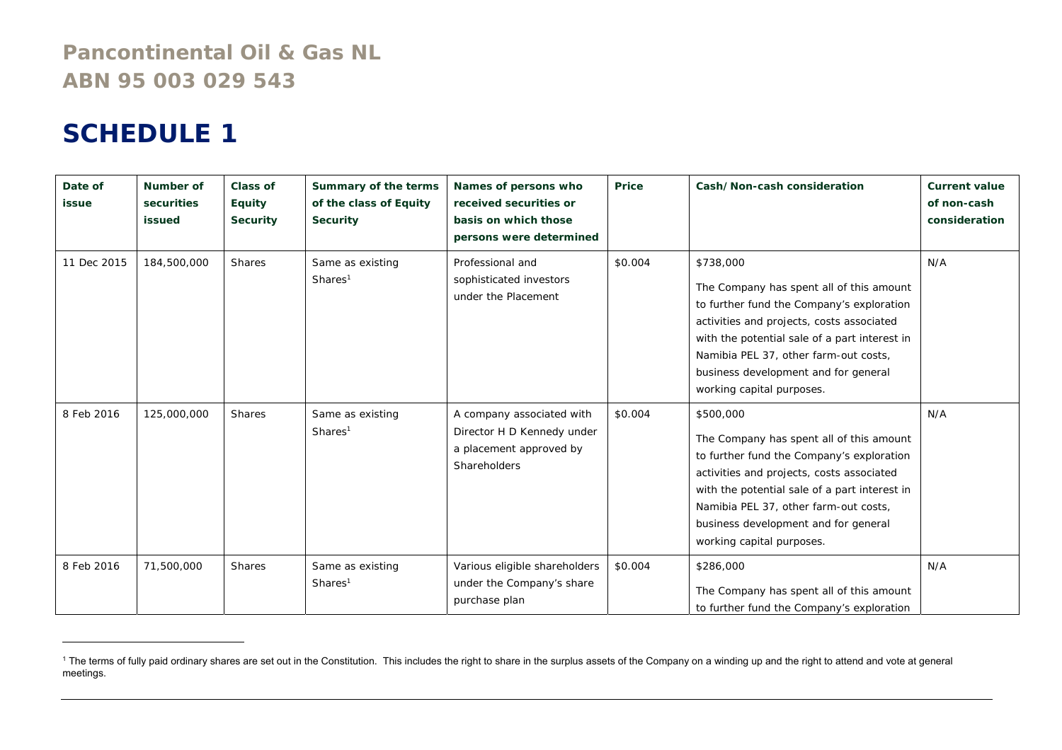# Pancontinental Oil & Gas NL
# ABN 95 003 029 543

# SCHEDULE 1

| Date of issue | Number of securities issued | Class of Equity Security | Summary of the terms of the class of Equity Security | Names of persons who received securities or basis on which those persons were determined | Price | Cash/Non-cash consideration | Current value of non-cash consideration |
|---|---|---|---|---|---|---|---|
| 11 Dec 2015 | 184,500,000 | Shares | Same as existing Shares[1] | Professional and sophisticated investors under the Placement | $0.004 | $738,000<br><br>The Company has spent all of this amount to further fund the Company's exploration activities and projects, costs associated with the potential sale of a part interest in Namibia PEL 37, other farm-out costs, business development and for general working capital purposes. | N/A |
| 8 Feb 2016 | 125,000,000 | Shares | Same as existing Shares[1] | A company associated with Director H D Kennedy under a placement approved by Shareholders | $0.004 | $500,000<br><br>The Company has spent all of this amount to further fund the Company's exploration activities and projects, costs associated with the potential sale of a part interest in Namibia PEL 37, other farm-out costs, business development and for general working capital purposes. | N/A |
| 8 Feb 2016 | 71,500,000 | Shares | Same as existing Shares[1] | Various eligible shareholders under the Company's share purchase plan | $0.004 | $286,000<br><br>The Company has spent all of this amount to further fund the Company's exploration | N/A |

[1] The terms of fully paid ordinary shares are set out in the Constitution. This includes the right to share in the surplus assets of the Company on a winding up and the right to attend and vote at general meetings.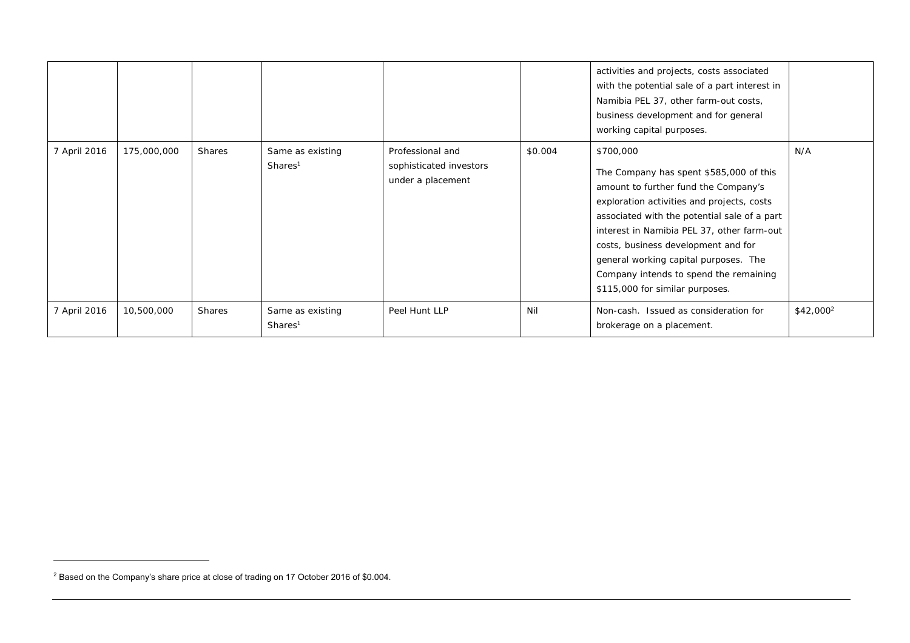| | | | | | | | |
|---|---|---|---|---|---|---|---|
| | | | | | | activities and projects, costs associated with the potential sale of a part interest in Namibia PEL 37, other farm-out costs, business development and for general working capital purposes. | |
| 7 April 2016 | 175,000,000 | Shares | Same as existing Shares[1] | Professional and sophisticated investors under a placement | $0.004 | $700,000<br><br>The Company has spent $585,000 of this amount to further fund the Company's exploration activities and projects, costs associated with the potential sale of a part interest in Namibia PEL 37, other farm-out costs, business development and for general working capital purposes. The Company intends to spend the remaining $115,000 for similar purposes. | N/A |
| 7 April 2016 | 10,500,000 | Shares | Same as existing Shares[1] | Peel Hunt LLP | Nil | Non-cash. Issued as consideration for brokerage on a placement. | $42,000[2] |

[2] Based on the Company's share price at close of trading on 17 October 2016 of $0.004.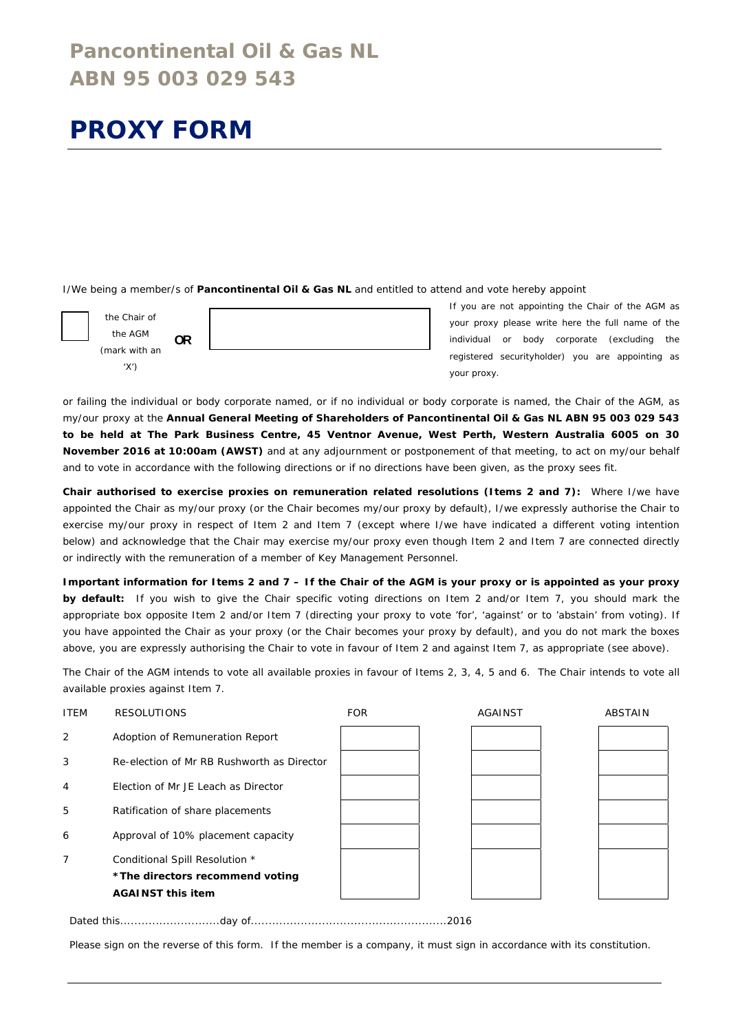# Pancontinental Oil & Gas NL
# ABN 95 003 029 543

# PROXY FORM

I/We being a member/s of **Pancontinental Oil & Gas NL** and entitled to attend and vote hereby appoint

| ☐ | the Chair of the AGM (mark with an 'X') | **OR** | | If you are not appointing the Chair of the AGM as your proxy please write here the full name of the individual or body corporate (excluding the registered securityholder) you are appointing as your proxy. |
|---|---|---|---|---|

or failing the individual or body corporate named, or if no individual or body corporate is named, the Chair of the AGM, as my/our proxy at the **Annual General Meeting of Shareholders of Pancontinental Oil & Gas NL ABN 95 003 029 543 to be held at The Park Business Centre, 45 Ventnor Avenue, West Perth, Western Australia 6005 on 30 November 2016 at 10:00am (AWST)** and at any adjournment or postponement of that meeting, to act on my/our behalf and to vote in accordance with the following directions or if no directions have been given, as the proxy sees fit.

**Chair authorised to exercise proxies on remuneration related resolutions (Items 2 and 7):** Where I/we have appointed the Chair as my/our proxy (or the Chair becomes my/our proxy by default), I/we expressly authorise the Chair to exercise my/our proxy in respect of Item 2 and Item 7 (except where I/we have indicated a different voting intention below) and acknowledge that the Chair may exercise my/our proxy even though Item 2 and Item 7 are connected directly or indirectly with the remuneration of a member of Key Management Personnel.

**Important information for Items 2 and 7 – If the Chair of the AGM is your proxy or is appointed as your proxy by default:** If you wish to give the Chair specific voting directions on Item 2 and/or Item 7, you should mark the appropriate box opposite Item 2 and/or Item 7 (directing your proxy to vote 'for', 'against' or to 'abstain' from voting). If you have appointed the Chair as your proxy (or the Chair becomes your proxy by default), and you do not mark the boxes above, you are expressly authorising the Chair to vote in favour of Item 2 and against Item 7, as appropriate (see above).

The Chair of the AGM intends to vote all available proxies in favour of Items 2, 3, 4, 5 and 6. The Chair intends to vote all available proxies against Item 7.

| ITEM | RESOLUTIONS | FOR | AGAINST | ABSTAIN |
|---|---|---|---|---|
| 2 | Adoption of Remuneration Report | | | |
| 3 | Re-election of Mr RB Rushworth as Director | | | |
| 4 | Election of Mr JE Leach as Director | | | |
| 5 | Ratification of share placements | | | |
| 6 | Approval of 10% placement capacity | | | |
| 7 | Conditional Spill Resolution * **\*The directors recommend voting AGAINST this item** | | | |

Dated this............................day of.......................................................2016

Please sign on the reverse of this form. If the member is a company, it must sign in accordance with its constitution.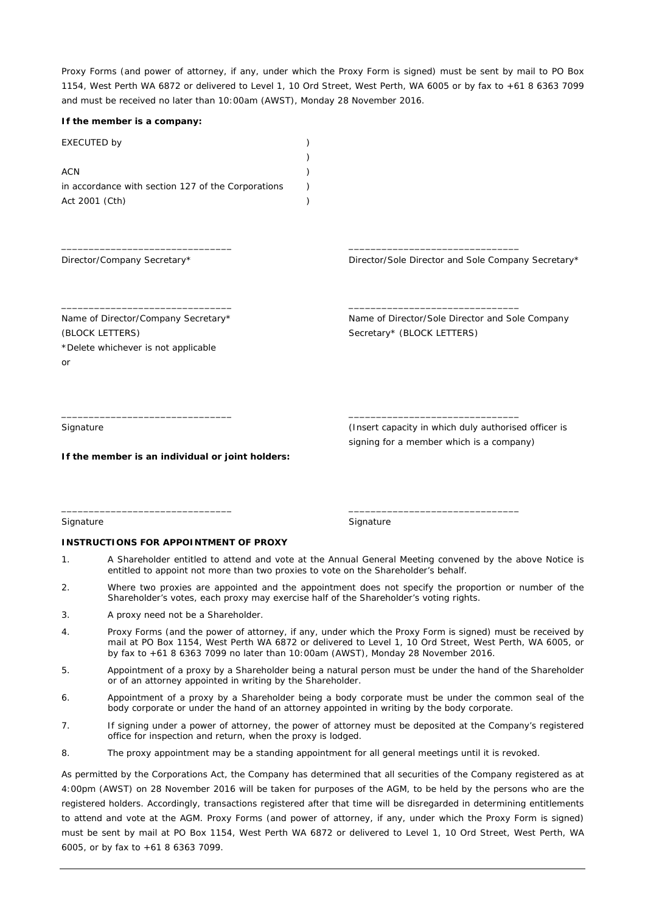Proxy Forms (and power of attorney, if any, under which the Proxy Form is signed) must be sent by mail to PO Box 1154, West Perth WA 6872 or delivered to Level 1, 10 Ord Street, West Perth, WA 6005 or by fax to +61 8 6363 7099 and must be received no later than 10:00am (AWST), Monday 28 November 2016.

**If the member is a company:**

EXECUTED by )
)
ACN )
in accordance with section 127 of the Corporations )
Act 2001 (Cth) )

_______________________________ _______________________________
Director/Company Secretary* Director/Sole Director and Sole Company Secretary*

_______________________________ _______________________________
Name of Director/Company Secretary* (BLOCK LETTERS) Name of Director/Sole Director and Sole Company Secretary* (BLOCK LETTERS)

*Delete whichever is not applicable

or

_______________________________ _______________________________
Signature (Insert capacity in which duly authorised officer is signing for a member which is a company)

**If the member is an individual or joint holders:**

_______________________________ _______________________________
Signature Signature

**INSTRUCTIONS FOR APPOINTMENT OF PROXY**

1. A Shareholder entitled to attend and vote at the Annual General Meeting convened by the above Notice is entitled to appoint not more than two proxies to vote on the Shareholder's behalf.
2. Where two proxies are appointed and the appointment does not specify the proportion or number of the Shareholder's votes, each proxy may exercise half of the Shareholder's voting rights.
3. A proxy need not be a Shareholder.
4. Proxy Forms (and the power of attorney, if any, under which the Proxy Form is signed) must be received by mail at PO Box 1154, West Perth WA 6872 or delivered to Level 1, 10 Ord Street, West Perth, WA 6005, or by fax to +61 8 6363 7099 no later than 10:00am (AWST), Monday 28 November 2016.
5. Appointment of a proxy by a Shareholder being a natural person must be under the hand of the Shareholder or of an attorney appointed in writing by the Shareholder.
6. Appointment of a proxy by a Shareholder being a body corporate must be under the common seal of the body corporate or under the hand of an attorney appointed in writing by the body corporate.
7. If signing under a power of attorney, the power of attorney must be deposited at the Company's registered office for inspection and return, when the proxy is lodged.
8. The proxy appointment may be a standing appointment for all general meetings until it is revoked.

As permitted by the Corporations Act, the Company has determined that all securities of the Company registered as at 4:00pm (AWST) on 28 November 2016 will be taken for purposes of the AGM, to be held by the persons who are the registered holders. Accordingly, transactions registered after that time will be disregarded in determining entitlements to attend and vote at the AGM. Proxy Forms (and power of attorney, if any, under which the Proxy Form is signed) must be sent by mail at PO Box 1154, West Perth WA 6872 or delivered to Level 1, 10 Ord Street, West Perth, WA 6005, or by fax to +61 8 6363 7099.